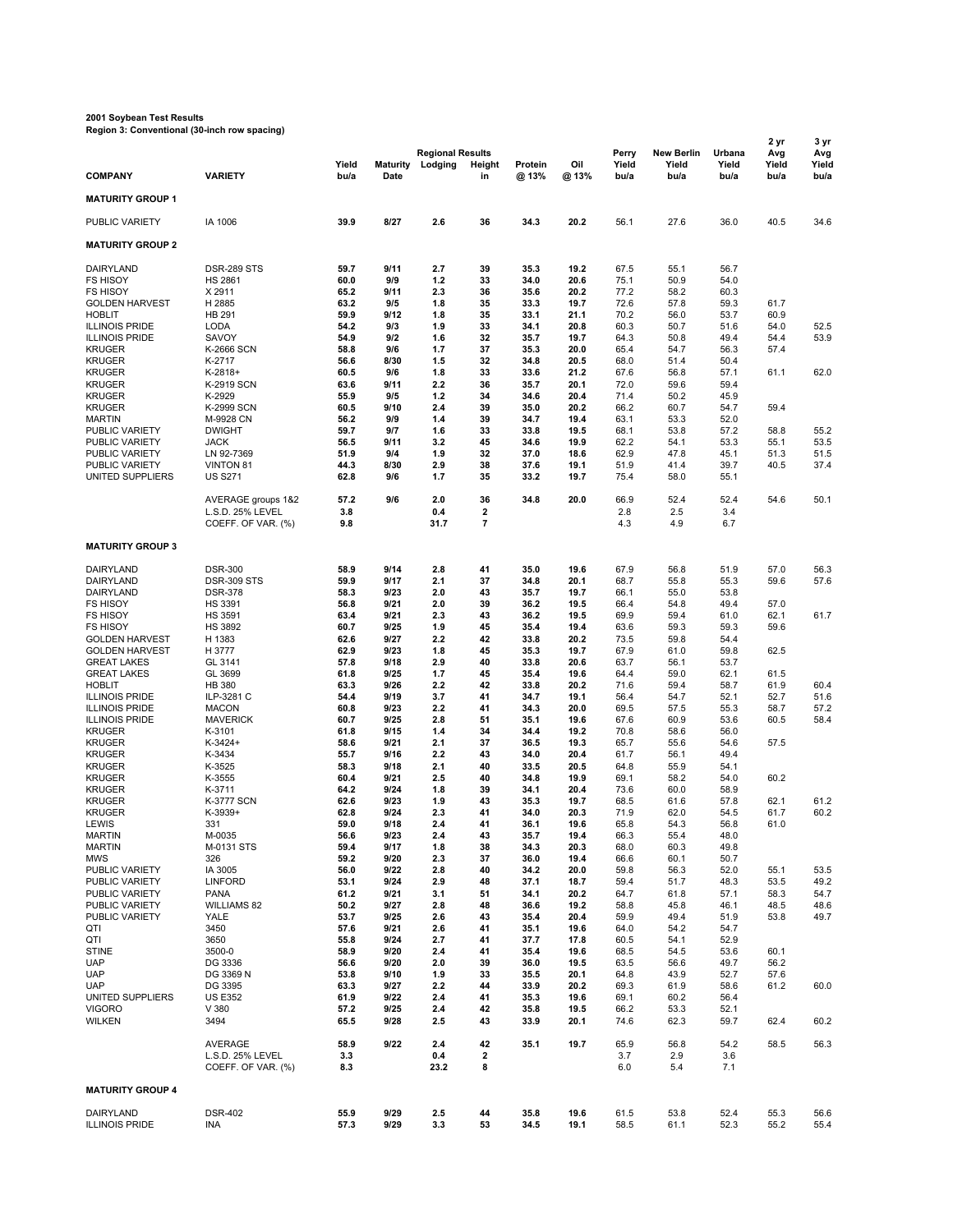**2001 Soybean Test Results**
**Region 3: Conventional (30-inch row spacing)**

| COMPANY | VARIETY | Yield bu/a | Maturity Date | Regional Results Lodging | Height in | Protein @ 13% | Oil @ 13% | Perry Yield bu/a | New Berlin Yield bu/a | Urbana Yield bu/a | 2 yr Avg Yield bu/a | 3 yr Avg Yield bu/a |
|---|---|---|---|---|---|---|---|---|---|---|---|---|
| **MATURITY GROUP 1** | | | | | | | | | | | | |
| PUBLIC VARIETY | IA 1006 | **39.9** | **8/27** | **2.6** | **36** | **34.3** | **20.2** | 56.1 | 27.6 | 36.0 | 40.5 | 34.6 |
| **MATURITY GROUP 2** | | | | | | | | | | | | |
| DAIRYLAND | DSR-289 STS | **59.7** | **9/11** | **2.7** | **39** | **35.3** | **19.2** | 67.5 | 55.1 | 56.7 | | |
| FS HISOY | HS 2861 | **60.0** | **9/9** | **1.2** | **33** | **34.0** | **20.6** | 75.1 | 50.9 | 54.0 | | |
| FS HISOY | X 2911 | **65.2** | **9/11** | **2.3** | **36** | **35.6** | **20.2** | 77.2 | 58.2 | 60.3 | | |
| GOLDEN HARVEST | H 2885 | **63.2** | **9/5** | **1.8** | **35** | **33.3** | **19.7** | 72.6 | 57.8 | 59.3 | 61.7 | |
| HOBLIT | HB 291 | **59.9** | **9/12** | **1.8** | **35** | **33.1** | **21.1** | 70.2 | 56.0 | 53.7 | 60.9 | |
| ILLINOIS PRIDE | LODA | **54.2** | **9/3** | **1.9** | **33** | **34.1** | **20.8** | 60.3 | 50.7 | 51.6 | 54.0 | 52.5 |
| ILLINOIS PRIDE | SAVOY | **54.9** | **9/2** | **1.6** | **32** | **35.7** | **19.7** | 64.3 | 50.8 | 49.4 | 54.4 | 53.9 |
| KRUGER | K-2666 SCN | **58.8** | **9/6** | **1.7** | **37** | **35.3** | **20.0** | 65.4 | 54.7 | 56.3 | 57.4 | |
| KRUGER | K-2717 | **56.6** | **8/30** | **1.5** | **32** | **34.8** | **20.5** | 68.0 | 51.4 | 50.4 | | |
| KRUGER | K-2818+ | **60.5** | **9/6** | **1.8** | **33** | **33.6** | **21.2** | 67.6 | 56.8 | 57.1 | 61.1 | 62.0 |
| KRUGER | K-2919 SCN | **63.6** | **9/11** | **2.2** | **36** | **35.7** | **20.1** | 72.0 | 59.6 | 59.4 | | |
| KRUGER | K-2929 | **55.9** | **9/5** | **1.2** | **34** | **34.6** | **20.4** | 71.4 | 50.2 | 45.9 | | |
| KRUGER | K-2999 SCN | **60.5** | **9/10** | **2.4** | **39** | **35.0** | **20.2** | 66.2 | 60.7 | 54.7 | 59.4 | |
| MARTIN | M-9928 CN | **56.2** | **9/9** | **1.4** | **39** | **34.7** | **19.4** | 63.1 | 53.3 | 52.0 | | |
| PUBLIC VARIETY | DWIGHT | **59.7** | **9/7** | **1.6** | **33** | **33.8** | **19.5** | 68.1 | 53.8 | 57.2 | 58.8 | 55.2 |
| PUBLIC VARIETY | JACK | **56.5** | **9/11** | **3.2** | **45** | **34.6** | **19.9** | 62.2 | 54.1 | 53.3 | 55.1 | 53.5 |
| PUBLIC VARIETY | LN 92-7369 | **51.9** | **9/4** | **1.9** | **32** | **37.0** | **18.6** | 62.9 | 47.8 | 45.1 | 51.3 | 51.5 |
| PUBLIC VARIETY | VINTON 81 | **44.3** | **8/30** | **2.9** | **38** | **37.6** | **19.1** | 51.9 | 41.4 | 39.7 | 40.5 | 37.4 |
| UNITED SUPPLIERS | US S271 | **62.8** | **9/6** | **1.7** | **35** | **33.2** | **19.7** | 75.4 | 58.0 | 55.1 | | |
| | AVERAGE groups 1&2 | **57.2** | **9/6** | **2.0** | **36** | **34.8** | **20.0** | 66.9 | 52.4 | 52.4 | 54.6 | 50.1 |
| | L.S.D. 25% LEVEL | **3.8** | | **0.4** | **2** | | | 2.8 | 2.5 | 3.4 | | |
| | COEFF. OF VAR. (%) | **9.8** | | **31.7** | **7** | | | 4.3 | 4.9 | 6.7 | | |
| **MATURITY GROUP 3** | | | | | | | | | | | | |
| DAIRYLAND | DSR-300 | **58.9** | **9/14** | **2.8** | **41** | **35.0** | **19.6** | 67.9 | 56.8 | 51.9 | 57.0 | 56.3 |
| DAIRYLAND | DSR-309 STS | **59.9** | **9/17** | **2.1** | **37** | **34.8** | **20.1** | 68.7 | 55.8 | 55.3 | 59.6 | 57.6 |
| DAIRYLAND | DSR-378 | **58.3** | **9/23** | **2.0** | **43** | **35.7** | **19.7** | 66.1 | 55.0 | 53.8 | | |
| FS HISOY | HS 3391 | **56.8** | **9/21** | **2.0** | **39** | **36.2** | **19.5** | 66.4 | 54.8 | 49.4 | 57.0 | |
| FS HISOY | HS 3591 | **63.4** | **9/21** | **2.3** | **43** | **36.2** | **19.5** | 69.9 | 59.4 | 61.0 | 62.1 | 61.7 |
| FS HISOY | HS 3892 | **60.7** | **9/25** | **1.9** | **45** | **35.4** | **19.4** | 63.6 | 59.3 | 59.3 | 59.6 | |
| GOLDEN HARVEST | H 1383 | **62.6** | **9/27** | **2.2** | **42** | **33.8** | **20.2** | 73.5 | 59.8 | 54.4 | | |
| GOLDEN HARVEST | H 3777 | **62.9** | **9/23** | **1.8** | **45** | **35.3** | **19.7** | 67.9 | 61.0 | 59.8 | 62.5 | |
| GREAT LAKES | GL 3141 | **57.8** | **9/18** | **2.9** | **40** | **33.8** | **20.6** | 63.7 | 56.1 | 53.7 | | |
| GREAT LAKES | GL 3699 | **61.8** | **9/25** | **1.7** | **45** | **35.4** | **19.6** | 64.4 | 59.0 | 62.1 | 61.5 | |
| HOBLIT | HB 380 | **63.3** | **9/26** | **2.2** | **42** | **33.8** | **20.2** | 71.6 | 59.4 | 58.7 | 61.9 | 60.4 |
| ILLINOIS PRIDE | ILP-3281 C | **54.4** | **9/19** | **3.7** | **41** | **34.7** | **19.1** | 56.4 | 54.7 | 52.1 | 52.7 | 51.6 |
| ILLINOIS PRIDE | MACON | **60.8** | **9/23** | **2.2** | **41** | **34.3** | **20.0** | 69.5 | 57.5 | 55.3 | 58.7 | 57.2 |
| ILLINOIS PRIDE | MAVERICK | **60.7** | **9/25** | **2.8** | **51** | **35.1** | **19.6** | 67.6 | 60.9 | 53.6 | 60.5 | 58.4 |
| KRUGER | K-3101 | **61.8** | **9/15** | **1.4** | **34** | **34.4** | **19.2** | 70.8 | 58.6 | 56.0 | | |
| KRUGER | K-3424+ | **58.6** | **9/21** | **2.1** | **37** | **36.5** | **19.3** | 65.7 | 55.6 | 54.6 | 57.5 | |
| KRUGER | K-3434 | **55.7** | **9/16** | **2.2** | **43** | **34.0** | **20.4** | 61.7 | 56.1 | 49.4 | | |
| KRUGER | K-3525 | **58.3** | **9/18** | **2.1** | **40** | **33.5** | **20.5** | 64.8 | 55.9 | 54.1 | | |
| KRUGER | K-3555 | **60.4** | **9/21** | **2.5** | **40** | **34.8** | **19.9** | 69.1 | 58.2 | 54.0 | 60.2 | |
| KRUGER | K-3711 | **64.2** | **9/24** | **1.8** | **39** | **34.1** | **20.4** | 73.6 | 60.0 | 58.9 | | |
| KRUGER | K-3777 SCN | **62.6** | **9/23** | **1.9** | **43** | **35.3** | **19.7** | 68.5 | 61.6 | 57.8 | 62.1 | 61.2 |
| KRUGER | K-3939+ | **62.8** | **9/24** | **2.3** | **41** | **34.0** | **20.3** | 71.9 | 62.0 | 54.5 | 61.7 | 60.2 |
| LEWIS | 331 | **59.0** | **9/18** | **2.4** | **41** | **36.1** | **19.6** | 65.8 | 54.3 | 56.8 | 61.0 | |
| MARTIN | M-0035 | **56.6** | **9/23** | **2.4** | **43** | **35.7** | **19.4** | 66.3 | 55.4 | 48.0 | | |
| MARTIN | M-0131 STS | **59.4** | **9/17** | **1.8** | **38** | **34.3** | **20.3** | 68.0 | 60.3 | 49.8 | | |
| MWS | 326 | **59.2** | **9/20** | **2.3** | **37** | **36.0** | **19.4** | 66.6 | 60.1 | 50.7 | | |
| PUBLIC VARIETY | IA 3005 | **56.0** | **9/22** | **2.8** | **40** | **34.2** | **20.0** | 59.8 | 56.3 | 52.0 | 55.1 | 53.5 |
| PUBLIC VARIETY | LINFORD | **53.1** | **9/24** | **2.9** | **48** | **37.1** | **18.7** | 59.4 | 51.7 | 48.3 | 53.5 | 49.2 |
| PUBLIC VARIETY | PANA | **61.2** | **9/21** | **3.1** | **51** | **34.1** | **20.2** | 64.7 | 61.8 | 57.1 | 58.3 | 54.7 |
| PUBLIC VARIETY | WILLIAMS 82 | **50.2** | **9/27** | **2.8** | **48** | **36.6** | **19.2** | 58.8 | 45.8 | 46.1 | 48.5 | 48.6 |
| PUBLIC VARIETY | YALE | **53.7** | **9/25** | **2.6** | **43** | **35.4** | **20.4** | 59.9 | 49.4 | 51.9 | 53.8 | 49.7 |
| QTI | 3450 | **57.6** | **9/21** | **2.6** | **41** | **35.1** | **19.6** | 64.0 | 54.2 | 54.7 | | |
| QTI | 3650 | **55.8** | **9/24** | **2.7** | **41** | **37.7** | **17.8** | 60.5 | 54.1 | 52.9 | | |
| STINE | 3500-0 | **58.9** | **9/20** | **2.4** | **41** | **35.4** | **19.6** | 68.5 | 54.5 | 53.6 | 60.1 | |
| UAP | DG 3336 | **56.6** | **9/20** | **2.0** | **39** | **36.0** | **19.5** | 63.5 | 56.6 | 49.7 | 56.2 | |
| UAP | DG 3369 N | **53.8** | **9/10** | **1.9** | **33** | **35.5** | **20.1** | 64.8 | 43.9 | 52.7 | 57.6 | |
| UAP | DG 3395 | **63.3** | **9/27** | **2.2** | **44** | **33.9** | **20.2** | 69.3 | 61.9 | 58.6 | 61.2 | 60.0 |
| UNITED SUPPLIERS | US E352 | **61.9** | **9/22** | **2.4** | **41** | **35.3** | **19.6** | 69.1 | 60.2 | 56.4 | | |
| VIGORO | V 380 | **57.2** | **9/25** | **2.4** | **42** | **35.8** | **19.5** | 66.2 | 53.3 | 52.1 | | |
| WILKEN | 3494 | **65.5** | **9/28** | **2.5** | **43** | **33.9** | **20.1** | 74.6 | 62.3 | 59.7 | 62.4 | 60.2 |
| | AVERAGE | **58.9** | **9/22** | **2.4** | **42** | **35.1** | **19.7** | 65.9 | 56.8 | 54.2 | 58.5 | 56.3 |
| | L.S.D. 25% LEVEL | **3.3** | | **0.4** | **2** | | | 3.7 | 2.9 | 3.6 | | |
| | COEFF. OF VAR. (%) | **8.3** | | **23.2** | **8** | | | 6.0 | 5.4 | 7.1 | | |
| **MATURITY GROUP 4** | | | | | | | | | | | | |
| DAIRYLAND | DSR-402 | **55.9** | **9/29** | **2.5** | **44** | **35.8** | **19.6** | 61.5 | 53.8 | 52.4 | 55.3 | 56.6 |
| ILLINOIS PRIDE | INA | **57.3** | **9/29** | **3.3** | **53** | **34.5** | **19.1** | 58.5 | 61.1 | 52.3 | 55.2 | 55.4 |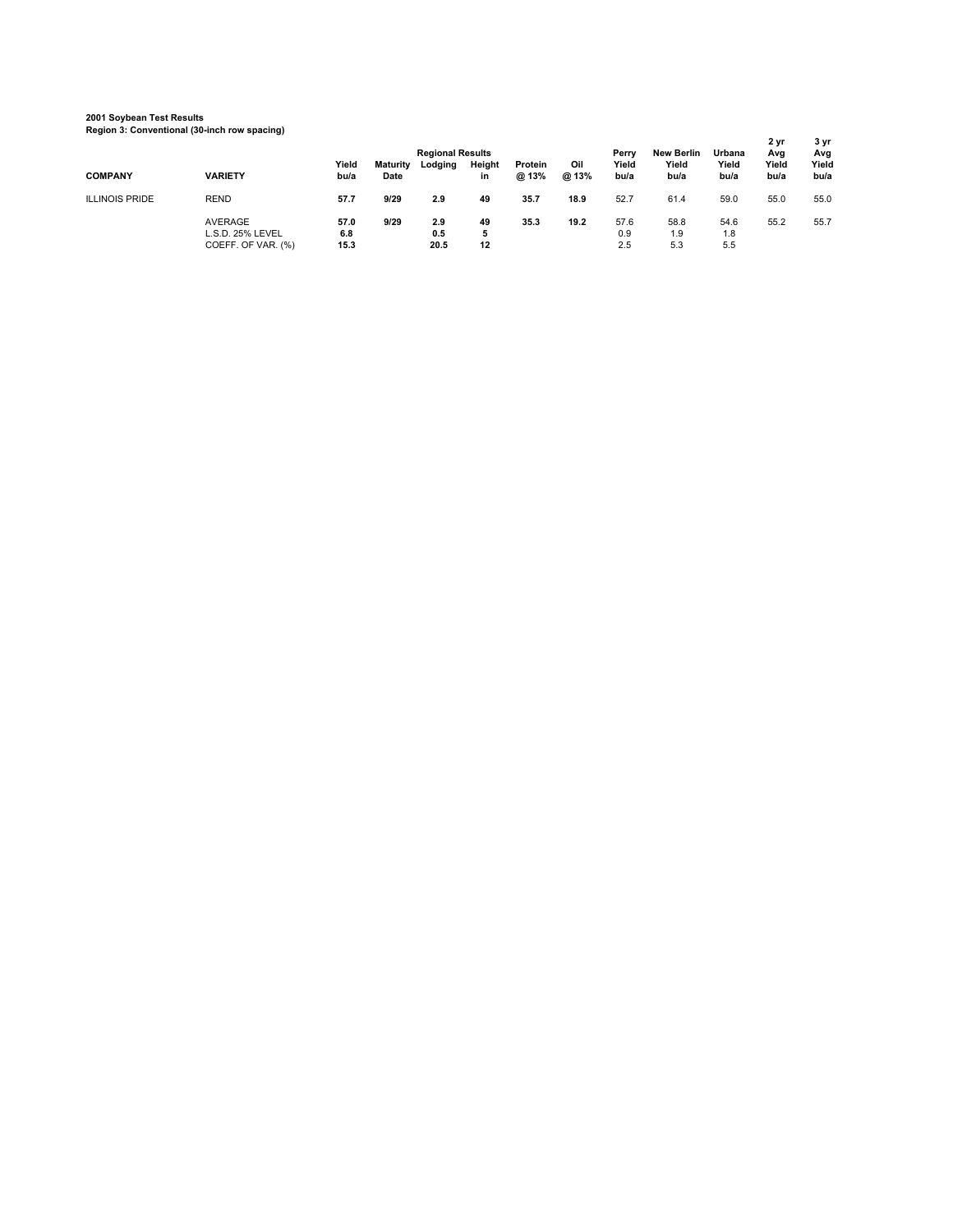**2001 Soybean Test Results**
**Region 3: Conventional (30-inch row spacing)**

| COMPANY | VARIETY | Regional Results Yield bu/a | Maturity Date | Lodging | Height in | Protein @ 13% | Oil @ 13% | Perry Yield bu/a | New Berlin Yield bu/a | Urbana Yield bu/a | 2 yr Avg Yield bu/a | 3 yr Avg Yield bu/a |
|---|---|---|---|---|---|---|---|---|---|---|---|---|
| ILLINOIS PRIDE | REND | **57.7** | **9/29** | **2.9** | **49** | **35.7** | **18.9** | 52.7 | 61.4 | 59.0 | 55.0 | 55.0 |
| | AVERAGE | **57.0** | **9/29** | **2.9** | **49** | **35.3** | **19.2** | 57.6 | 58.8 | 54.6 | 55.2 | 55.7 |
| | L.S.D. 25% LEVEL | **6.8** | | **0.5** | **5** | | | 0.9 | 1.9 | 1.8 | | |
| | COEFF. OF VAR. (%) | **15.3** | | **20.5** | **12** | | | 2.5 | 5.3 | 5.5 | | |